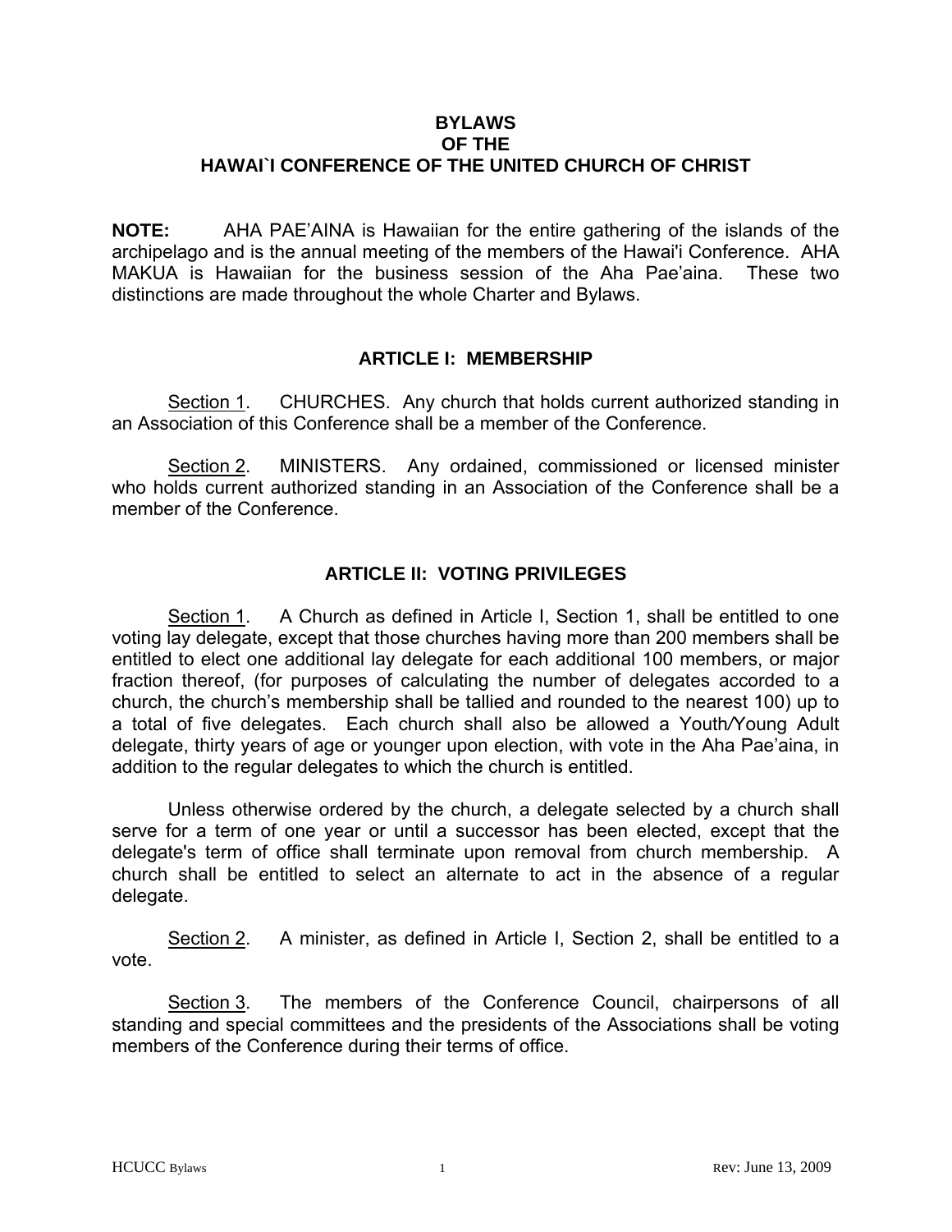# BYLAWS
# OF THE
# HAWAI`I CONFERENCE OF THE UNITED CHURCH OF CHRIST

**NOTE:** AHA PAE'AINA is Hawaiian for the entire gathering of the islands of the archipelago and is the annual meeting of the members of the Hawai'i Conference. AHA MAKUA is Hawaiian for the business session of the Aha Pae'aina. These two distinctions are made throughout the whole Charter and Bylaws.

## ARTICLE I: MEMBERSHIP

Section 1. CHURCHES. Any church that holds current authorized standing in an Association of this Conference shall be a member of the Conference.

Section 2. MINISTERS. Any ordained, commissioned or licensed minister who holds current authorized standing in an Association of the Conference shall be a member of the Conference.

## ARTICLE II: VOTING PRIVILEGES

Section 1. A Church as defined in Article I, Section 1, shall be entitled to one voting lay delegate, except that those churches having more than 200 members shall be entitled to elect one additional lay delegate for each additional 100 members, or major fraction thereof, (for purposes of calculating the number of delegates accorded to a church, the church's membership shall be tallied and rounded to the nearest 100) up to a total of five delegates. Each church shall also be allowed a Youth/Young Adult delegate, thirty years of age or younger upon election, with vote in the Aha Pae'aina, in addition to the regular delegates to which the church is entitled.

Unless otherwise ordered by the church, a delegate selected by a church shall serve for a term of one year or until a successor has been elected, except that the delegate's term of office shall terminate upon removal from church membership. A church shall be entitled to select an alternate to act in the absence of a regular delegate.

Section 2. A minister, as defined in Article I, Section 2, shall be entitled to a vote.

Section 3. The members of the Conference Council, chairpersons of all standing and special committees and the presidents of the Associations shall be voting members of the Conference during their terms of office.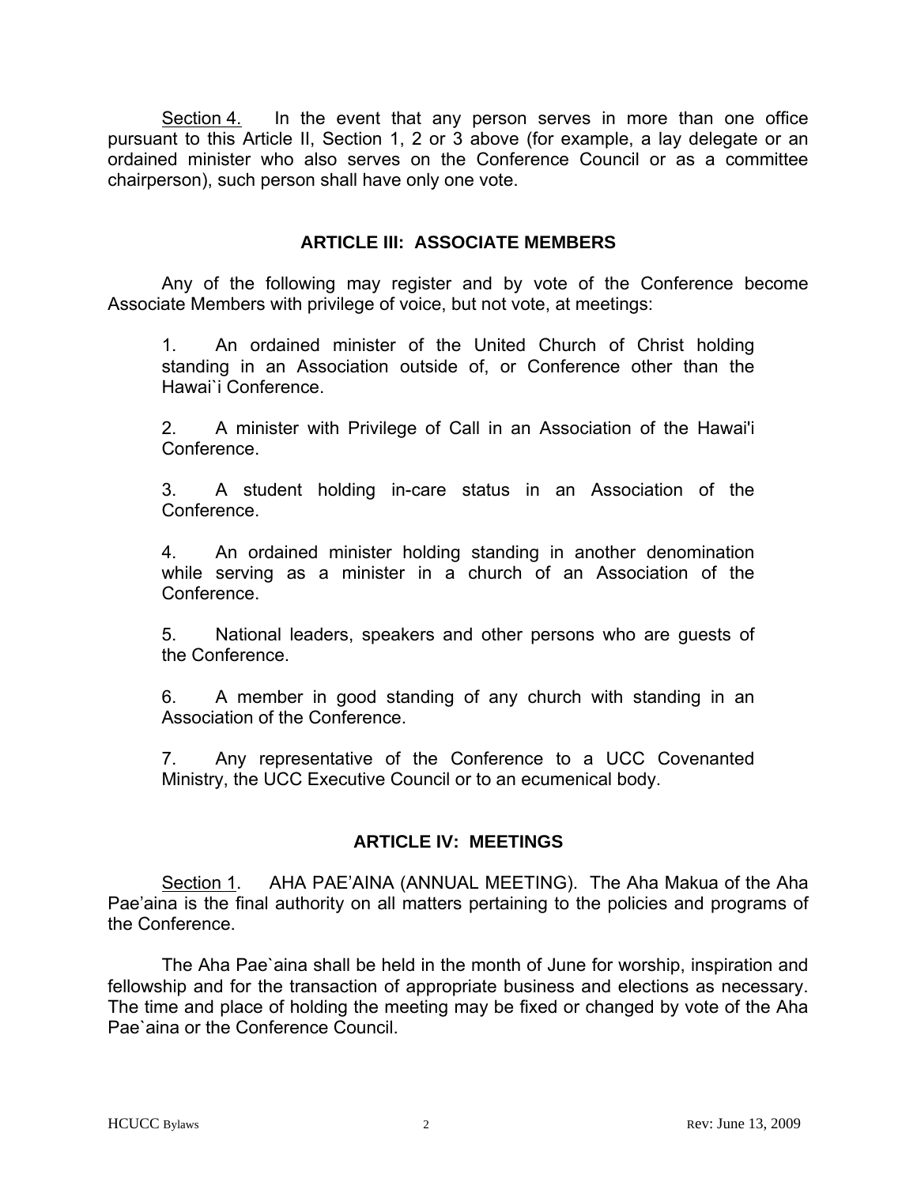Section 4. In the event that any person serves in more than one office pursuant to this Article II, Section 1, 2 or 3 above (for example, a lay delegate or an ordained minister who also serves on the Conference Council or as a committee chairperson), such person shall have only one vote.

## ARTICLE III: ASSOCIATE MEMBERS

Any of the following may register and by vote of the Conference become Associate Members with privilege of voice, but not vote, at meetings:

1. An ordained minister of the United Church of Christ holding standing in an Association outside of, or Conference other than the Hawai`i Conference.

2. A minister with Privilege of Call in an Association of the Hawai'i Conference.

3. A student holding in-care status in an Association of the Conference.

4. An ordained minister holding standing in another denomination while serving as a minister in a church of an Association of the Conference.

5. National leaders, speakers and other persons who are guests of the Conference.

6. A member in good standing of any church with standing in an Association of the Conference.

7. Any representative of the Conference to a UCC Covenanted Ministry, the UCC Executive Council or to an ecumenical body.

## ARTICLE IV: MEETINGS

Section 1. AHA PAE'AINA (ANNUAL MEETING). The Aha Makua of the Aha Pae'aina is the final authority on all matters pertaining to the policies and programs of the Conference.

The Aha Pae`aina shall be held in the month of June for worship, inspiration and fellowship and for the transaction of appropriate business and elections as necessary. The time and place of holding the meeting may be fixed or changed by vote of the Aha Pae`aina or the Conference Council.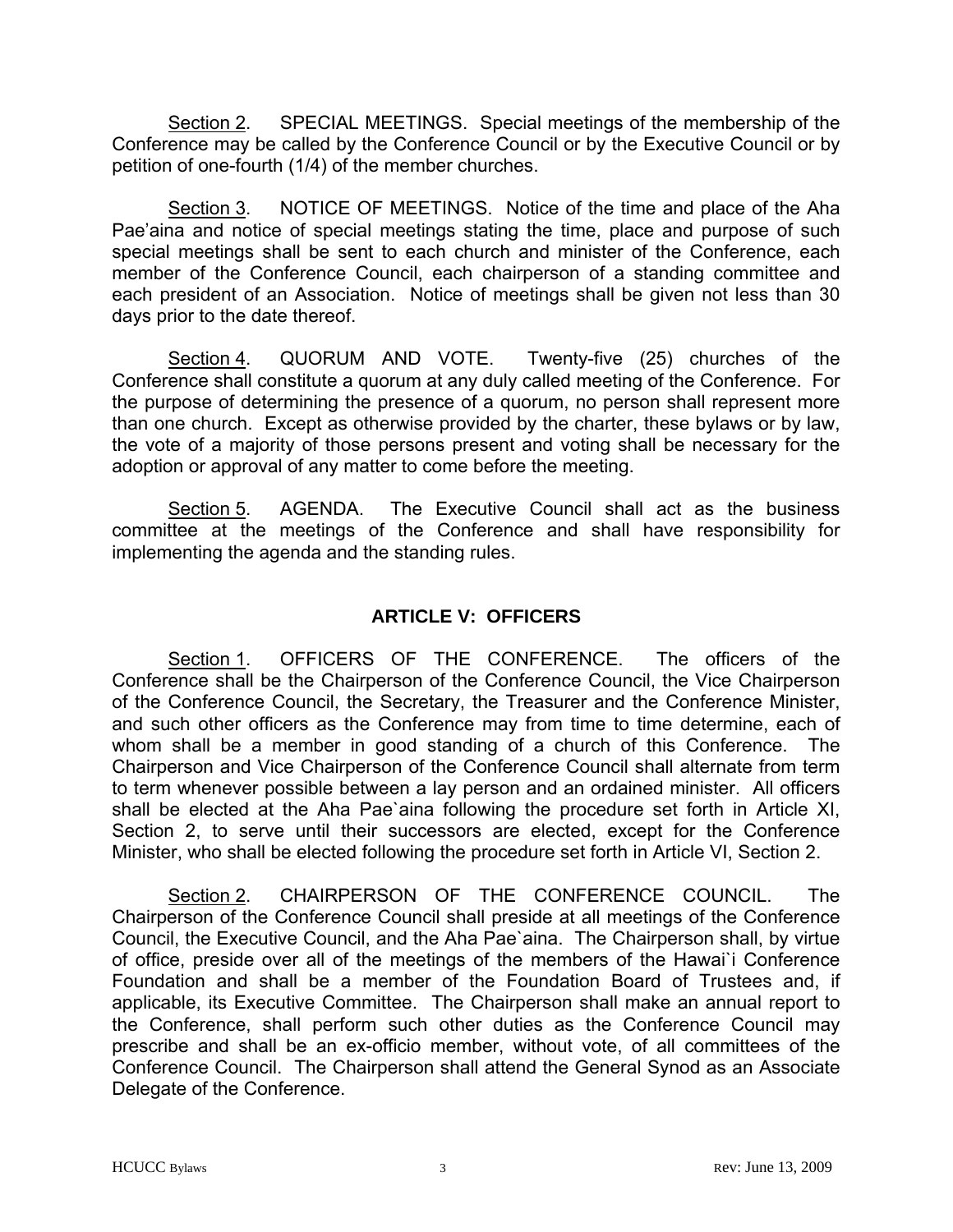Section 2. SPECIAL MEETINGS. Special meetings of the membership of the Conference may be called by the Conference Council or by the Executive Council or by petition of one-fourth (1/4) of the member churches.

Section 3. NOTICE OF MEETINGS. Notice of the time and place of the Aha Pae'aina and notice of special meetings stating the time, place and purpose of such special meetings shall be sent to each church and minister of the Conference, each member of the Conference Council, each chairperson of a standing committee and each president of an Association. Notice of meetings shall be given not less than 30 days prior to the date thereof.

Section 4. QUORUM AND VOTE. Twenty-five (25) churches of the Conference shall constitute a quorum at any duly called meeting of the Conference. For the purpose of determining the presence of a quorum, no person shall represent more than one church. Except as otherwise provided by the charter, these bylaws or by law, the vote of a majority of those persons present and voting shall be necessary for the adoption or approval of any matter to come before the meeting.

Section 5. AGENDA. The Executive Council shall act as the business committee at the meetings of the Conference and shall have responsibility for implementing the agenda and the standing rules.

## ARTICLE V: OFFICERS

Section 1. OFFICERS OF THE CONFERENCE. The officers of the Conference shall be the Chairperson of the Conference Council, the Vice Chairperson of the Conference Council, the Secretary, the Treasurer and the Conference Minister, and such other officers as the Conference may from time to time determine, each of whom shall be a member in good standing of a church of this Conference. The Chairperson and Vice Chairperson of the Conference Council shall alternate from term to term whenever possible between a lay person and an ordained minister. All officers shall be elected at the Aha Pae`aina following the procedure set forth in Article XI, Section 2, to serve until their successors are elected, except for the Conference Minister, who shall be elected following the procedure set forth in Article VI, Section 2.

Section 2. CHAIRPERSON OF THE CONFERENCE COUNCIL. The Chairperson of the Conference Council shall preside at all meetings of the Conference Council, the Executive Council, and the Aha Pae`aina. The Chairperson shall, by virtue of office, preside over all of the meetings of the members of the Hawai`i Conference Foundation and shall be a member of the Foundation Board of Trustees and, if applicable, its Executive Committee. The Chairperson shall make an annual report to the Conference, shall perform such other duties as the Conference Council may prescribe and shall be an ex-officio member, without vote, of all committees of the Conference Council. The Chairperson shall attend the General Synod as an Associate Delegate of the Conference.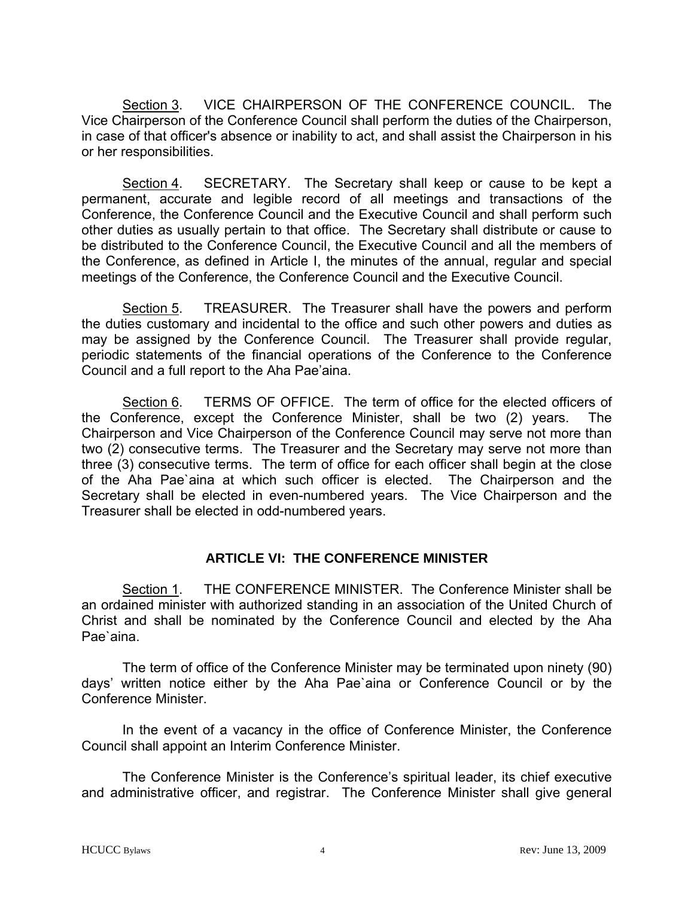Section 3. VICE CHAIRPERSON OF THE CONFERENCE COUNCIL. The Vice Chairperson of the Conference Council shall perform the duties of the Chairperson, in case of that officer's absence or inability to act, and shall assist the Chairperson in his or her responsibilities.

Section 4. SECRETARY. The Secretary shall keep or cause to be kept a permanent, accurate and legible record of all meetings and transactions of the Conference, the Conference Council and the Executive Council and shall perform such other duties as usually pertain to that office. The Secretary shall distribute or cause to be distributed to the Conference Council, the Executive Council and all the members of the Conference, as defined in Article I, the minutes of the annual, regular and special meetings of the Conference, the Conference Council and the Executive Council.

Section 5. TREASURER. The Treasurer shall have the powers and perform the duties customary and incidental to the office and such other powers and duties as may be assigned by the Conference Council. The Treasurer shall provide regular, periodic statements of the financial operations of the Conference to the Conference Council and a full report to the Aha Pae'aina.

Section 6. TERMS OF OFFICE. The term of office for the elected officers of the Conference, except the Conference Minister, shall be two (2) years. The Chairperson and Vice Chairperson of the Conference Council may serve not more than two (2) consecutive terms. The Treasurer and the Secretary may serve not more than three (3) consecutive terms. The term of office for each officer shall begin at the close of the Aha Pae`aina at which such officer is elected. The Chairperson and the Secretary shall be elected in even-numbered years. The Vice Chairperson and the Treasurer shall be elected in odd-numbered years.

## ARTICLE VI: THE CONFERENCE MINISTER

Section 1. THE CONFERENCE MINISTER. The Conference Minister shall be an ordained minister with authorized standing in an association of the United Church of Christ and shall be nominated by the Conference Council and elected by the Aha Pae`aina.

The term of office of the Conference Minister may be terminated upon ninety (90) days' written notice either by the Aha Pae`aina or Conference Council or by the Conference Minister.

In the event of a vacancy in the office of Conference Minister, the Conference Council shall appoint an Interim Conference Minister.

The Conference Minister is the Conference's spiritual leader, its chief executive and administrative officer, and registrar. The Conference Minister shall give general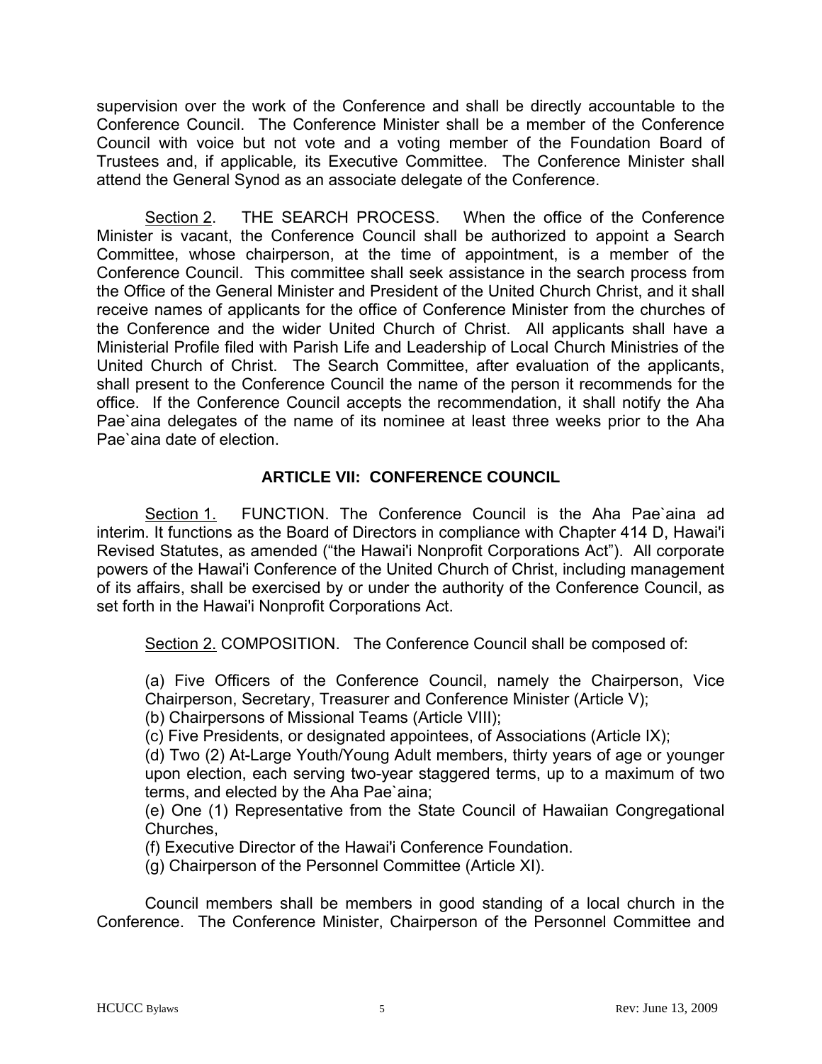supervision over the work of the Conference and shall be directly accountable to the Conference Council. The Conference Minister shall be a member of the Conference Council with voice but not vote and a voting member of the Foundation Board of Trustees and, if applicable, its Executive Committee. The Conference Minister shall attend the General Synod as an associate delegate of the Conference.

Section 2. THE SEARCH PROCESS. When the office of the Conference Minister is vacant, the Conference Council shall be authorized to appoint a Search Committee, whose chairperson, at the time of appointment, is a member of the Conference Council. This committee shall seek assistance in the search process from the Office of the General Minister and President of the United Church Christ, and it shall receive names of applicants for the office of Conference Minister from the churches of the Conference and the wider United Church of Christ. All applicants shall have a Ministerial Profile filed with Parish Life and Leadership of Local Church Ministries of the United Church of Christ. The Search Committee, after evaluation of the applicants, shall present to the Conference Council the name of the person it recommends for the office. If the Conference Council accepts the recommendation, it shall notify the Aha Pae`aina delegates of the name of its nominee at least three weeks prior to the Aha Pae`aina date of election.

## ARTICLE VII: CONFERENCE COUNCIL

Section 1. FUNCTION. The Conference Council is the Aha Pae`aina ad interim. It functions as the Board of Directors in compliance with Chapter 414 D, Hawai'i Revised Statutes, as amended ("the Hawai'i Nonprofit Corporations Act"). All corporate powers of the Hawai'i Conference of the United Church of Christ, including management of its affairs, shall be exercised by or under the authority of the Conference Council, as set forth in the Hawai'i Nonprofit Corporations Act.

Section 2. COMPOSITION. The Conference Council shall be composed of:

(a) Five Officers of the Conference Council, namely the Chairperson, Vice Chairperson, Secretary, Treasurer and Conference Minister (Article V);
(b) Chairpersons of Missional Teams (Article VIII);
(c) Five Presidents, or designated appointees, of Associations (Article IX);
(d) Two (2) At-Large Youth/Young Adult members, thirty years of age or younger upon election, each serving two-year staggered terms, up to a maximum of two terms, and elected by the Aha Pae`aina;
(e) One (1) Representative from the State Council of Hawaiian Congregational Churches,
(f) Executive Director of the Hawai'i Conference Foundation.
(g) Chairperson of the Personnel Committee (Article XI).

Council members shall be members in good standing of a local church in the Conference. The Conference Minister, Chairperson of the Personnel Committee and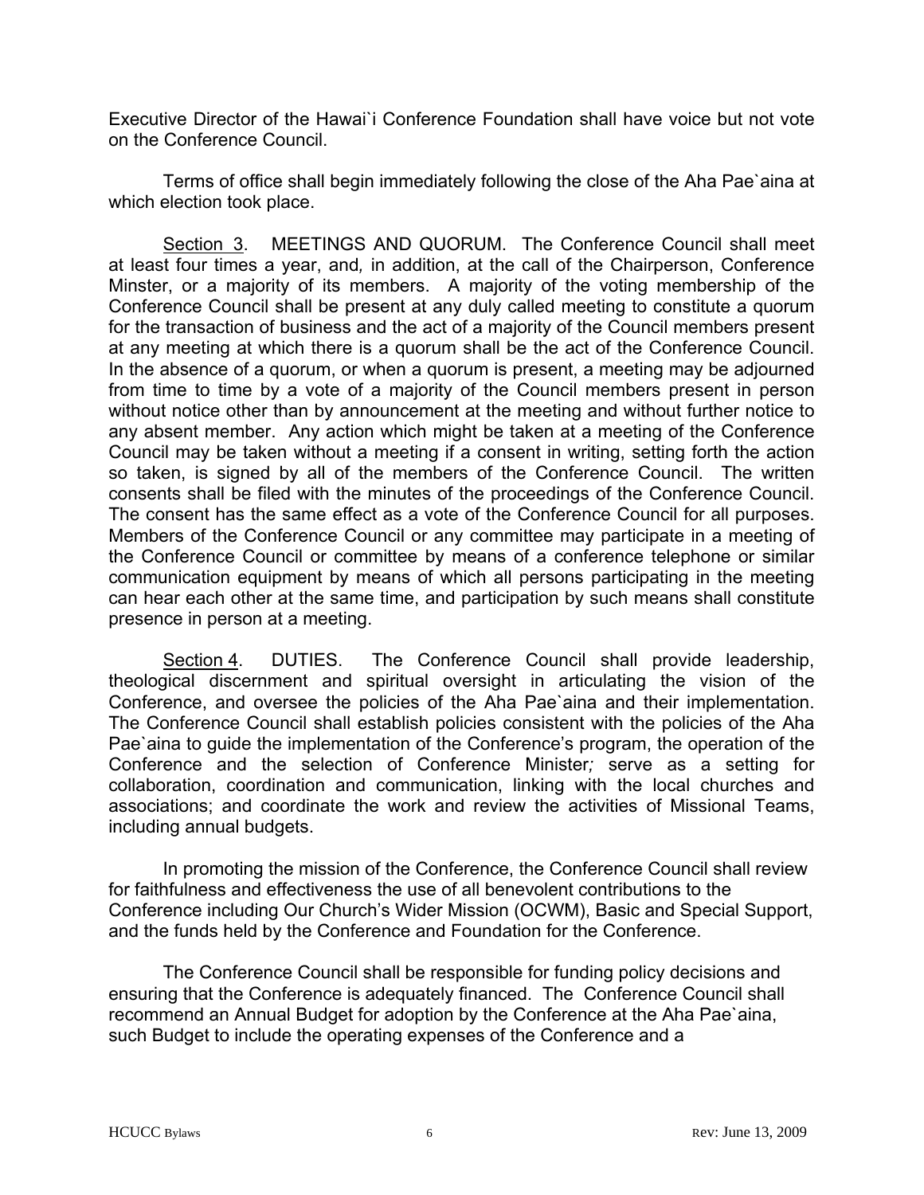Executive Director of the Hawai`i Conference Foundation shall have voice but not vote on the Conference Council.

Terms of office shall begin immediately following the close of the Aha Pae`aina at which election took place.

Section 3. MEETINGS AND QUORUM. The Conference Council shall meet at least four times a year, and, in addition, at the call of the Chairperson, Conference Minster, or a majority of its members. A majority of the voting membership of the Conference Council shall be present at any duly called meeting to constitute a quorum for the transaction of business and the act of a majority of the Council members present at any meeting at which there is a quorum shall be the act of the Conference Council. In the absence of a quorum, or when a quorum is present, a meeting may be adjourned from time to time by a vote of a majority of the Council members present in person without notice other than by announcement at the meeting and without further notice to any absent member. Any action which might be taken at a meeting of the Conference Council may be taken without a meeting if a consent in writing, setting forth the action so taken, is signed by all of the members of the Conference Council. The written consents shall be filed with the minutes of the proceedings of the Conference Council. The consent has the same effect as a vote of the Conference Council for all purposes. Members of the Conference Council or any committee may participate in a meeting of the Conference Council or committee by means of a conference telephone or similar communication equipment by means of which all persons participating in the meeting can hear each other at the same time, and participation by such means shall constitute presence in person at a meeting.

Section 4. DUTIES. The Conference Council shall provide leadership, theological discernment and spiritual oversight in articulating the vision of the Conference, and oversee the policies of the Aha Pae`aina and their implementation. The Conference Council shall establish policies consistent with the policies of the Aha Pae`aina to guide the implementation of the Conference's program, the operation of the Conference and the selection of Conference Minister*;* serve as a setting for collaboration, coordination and communication, linking with the local churches and associations; and coordinate the work and review the activities of Missional Teams, including annual budgets.

In promoting the mission of the Conference, the Conference Council shall review for faithfulness and effectiveness the use of all benevolent contributions to the Conference including Our Church's Wider Mission (OCWM), Basic and Special Support, and the funds held by the Conference and Foundation for the Conference.

The Conference Council shall be responsible for funding policy decisions and ensuring that the Conference is adequately financed. The Conference Council shall recommend an Annual Budget for adoption by the Conference at the Aha Pae`aina, such Budget to include the operating expenses of the Conference and a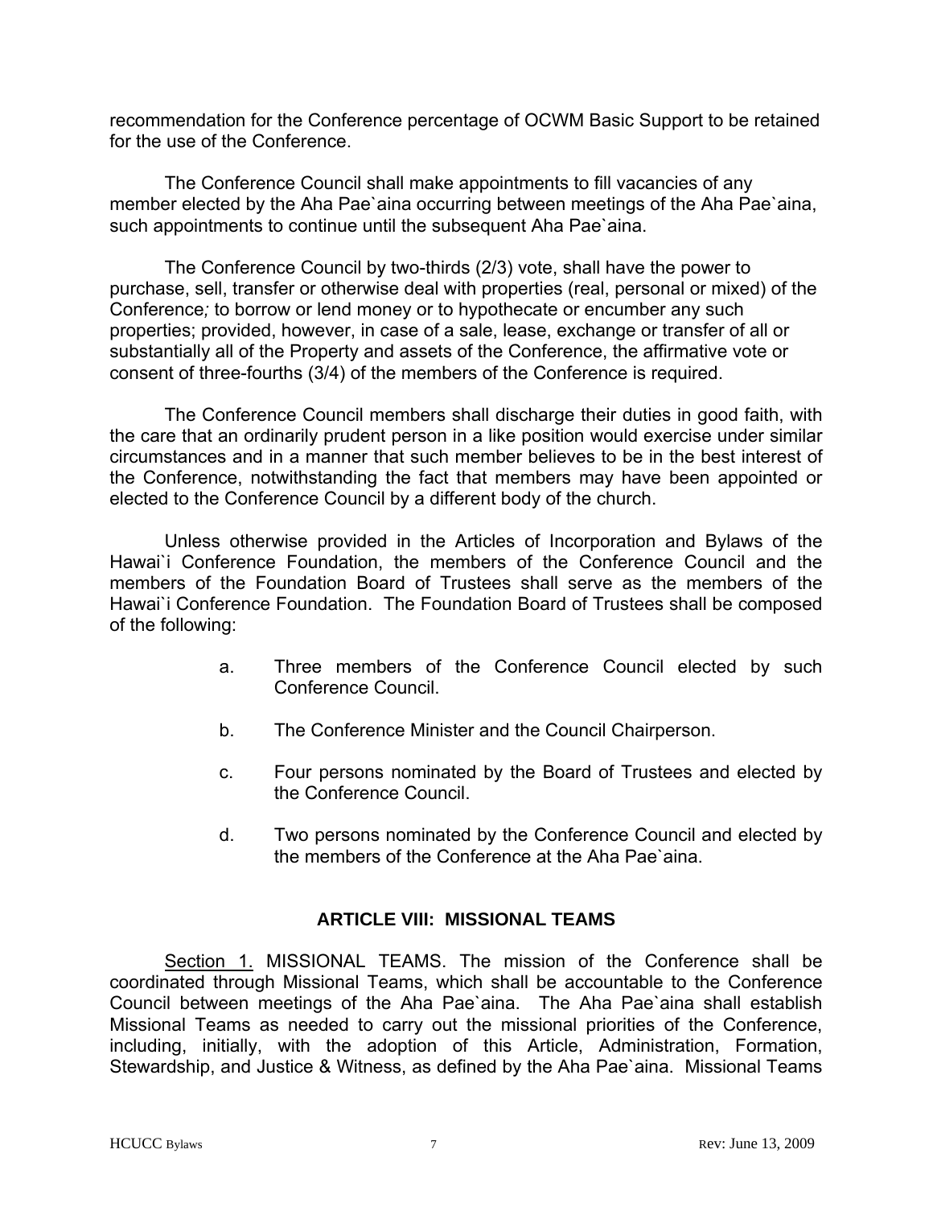recommendation for the Conference percentage of OCWM Basic Support to be retained for the use of the Conference.

The Conference Council shall make appointments to fill vacancies of any member elected by the Aha Pae`aina occurring between meetings of the Aha Pae`aina, such appointments to continue until the subsequent Aha Pae`aina.

The Conference Council by two-thirds (2/3) vote, shall have the power to purchase, sell, transfer or otherwise deal with properties (real, personal or mixed) of the Conference*;* to borrow or lend money or to hypothecate or encumber any such properties; provided, however, in case of a sale, lease, exchange or transfer of all or substantially all of the Property and assets of the Conference, the affirmative vote or consent of three-fourths (3/4) of the members of the Conference is required.

The Conference Council members shall discharge their duties in good faith, with the care that an ordinarily prudent person in a like position would exercise under similar circumstances and in a manner that such member believes to be in the best interest of the Conference, notwithstanding the fact that members may have been appointed or elected to the Conference Council by a different body of the church.

Unless otherwise provided in the Articles of Incorporation and Bylaws of the Hawai`i Conference Foundation, the members of the Conference Council and the members of the Foundation Board of Trustees shall serve as the members of the Hawai`i Conference Foundation. The Foundation Board of Trustees shall be composed of the following:

a. Three members of the Conference Council elected by such Conference Council.

b. The Conference Minister and the Council Chairperson.

c. Four persons nominated by the Board of Trustees and elected by the Conference Council.

d. Two persons nominated by the Conference Council and elected by the members of the Conference at the Aha Pae`aina.

## ARTICLE VIII: MISSIONAL TEAMS

Section 1. MISSIONAL TEAMS. The mission of the Conference shall be coordinated through Missional Teams, which shall be accountable to the Conference Council between meetings of the Aha Pae`aina. The Aha Pae`aina shall establish Missional Teams as needed to carry out the missional priorities of the Conference, including, initially, with the adoption of this Article, Administration, Formation, Stewardship, and Justice & Witness, as defined by the Aha Pae`aina. Missional Teams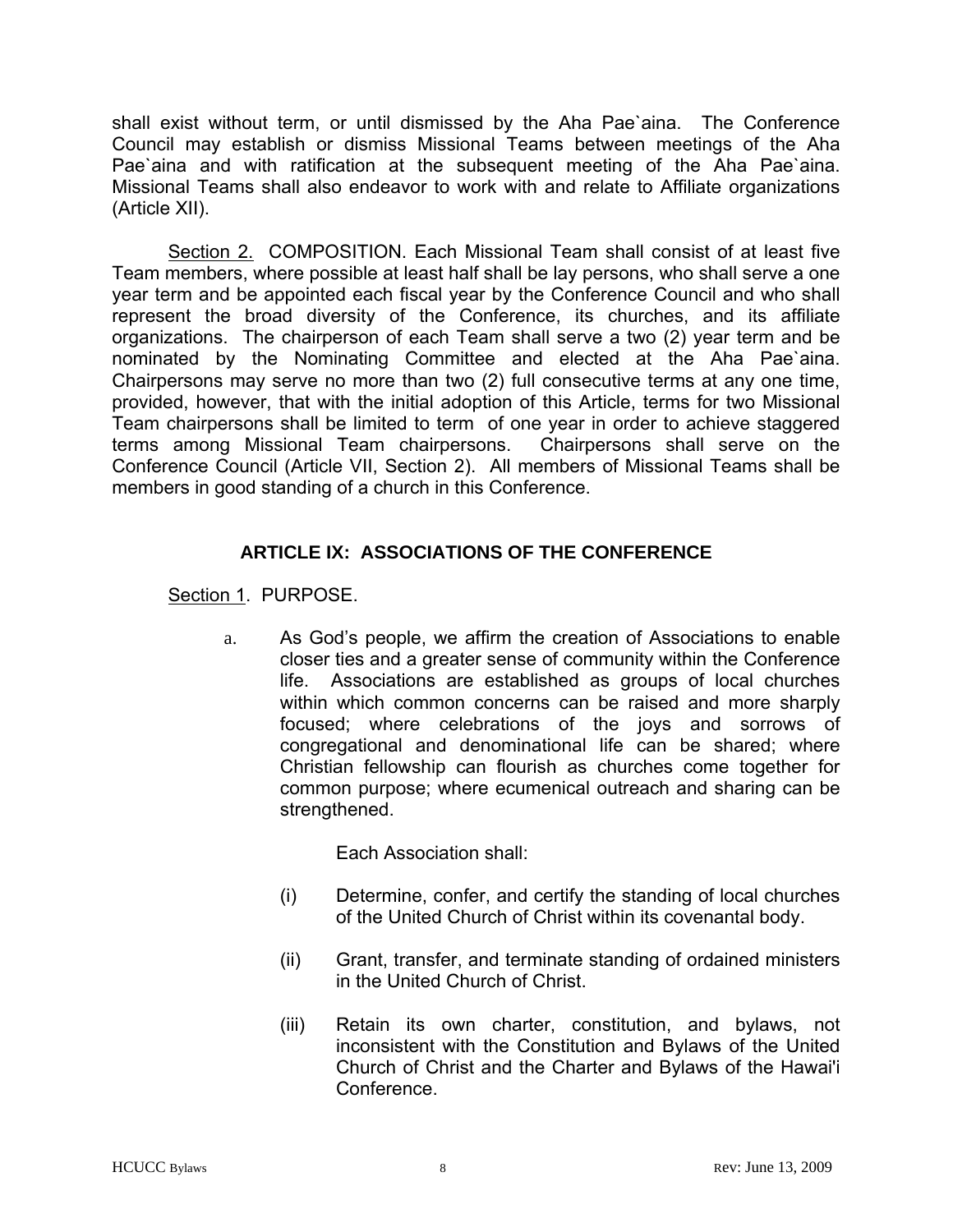shall exist without term, or until dismissed by the Aha Pae`aina. The Conference Council may establish or dismiss Missional Teams between meetings of the Aha Pae`aina and with ratification at the subsequent meeting of the Aha Pae`aina. Missional Teams shall also endeavor to work with and relate to Affiliate organizations (Article XII).

Section 2. COMPOSITION. Each Missional Team shall consist of at least five Team members, where possible at least half shall be lay persons, who shall serve a one year term and be appointed each fiscal year by the Conference Council and who shall represent the broad diversity of the Conference, its churches, and its affiliate organizations. The chairperson of each Team shall serve a two (2) year term and be nominated by the Nominating Committee and elected at the Aha Pae`aina. Chairpersons may serve no more than two (2) full consecutive terms at any one time, provided, however, that with the initial adoption of this Article, terms for two Missional Team chairpersons shall be limited to term of one year in order to achieve staggered terms among Missional Team chairpersons. Chairpersons shall serve on the Conference Council (Article VII, Section 2). All members of Missional Teams shall be members in good standing of a church in this Conference.

## ARTICLE IX: ASSOCIATIONS OF THE CONFERENCE

Section 1. PURPOSE.

a. As God's people, we affirm the creation of Associations to enable closer ties and a greater sense of community within the Conference life. Associations are established as groups of local churches within which common concerns can be raised and more sharply focused; where celebrations of the joys and sorrows of congregational and denominational life can be shared; where Christian fellowship can flourish as churches come together for common purpose; where ecumenical outreach and sharing can be strengthened.

Each Association shall:

(i) Determine, confer, and certify the standing of local churches of the United Church of Christ within its covenantal body.

(ii) Grant, transfer, and terminate standing of ordained ministers in the United Church of Christ.

(iii) Retain its own charter, constitution, and bylaws, not inconsistent with the Constitution and Bylaws of the United Church of Christ and the Charter and Bylaws of the Hawai'i Conference.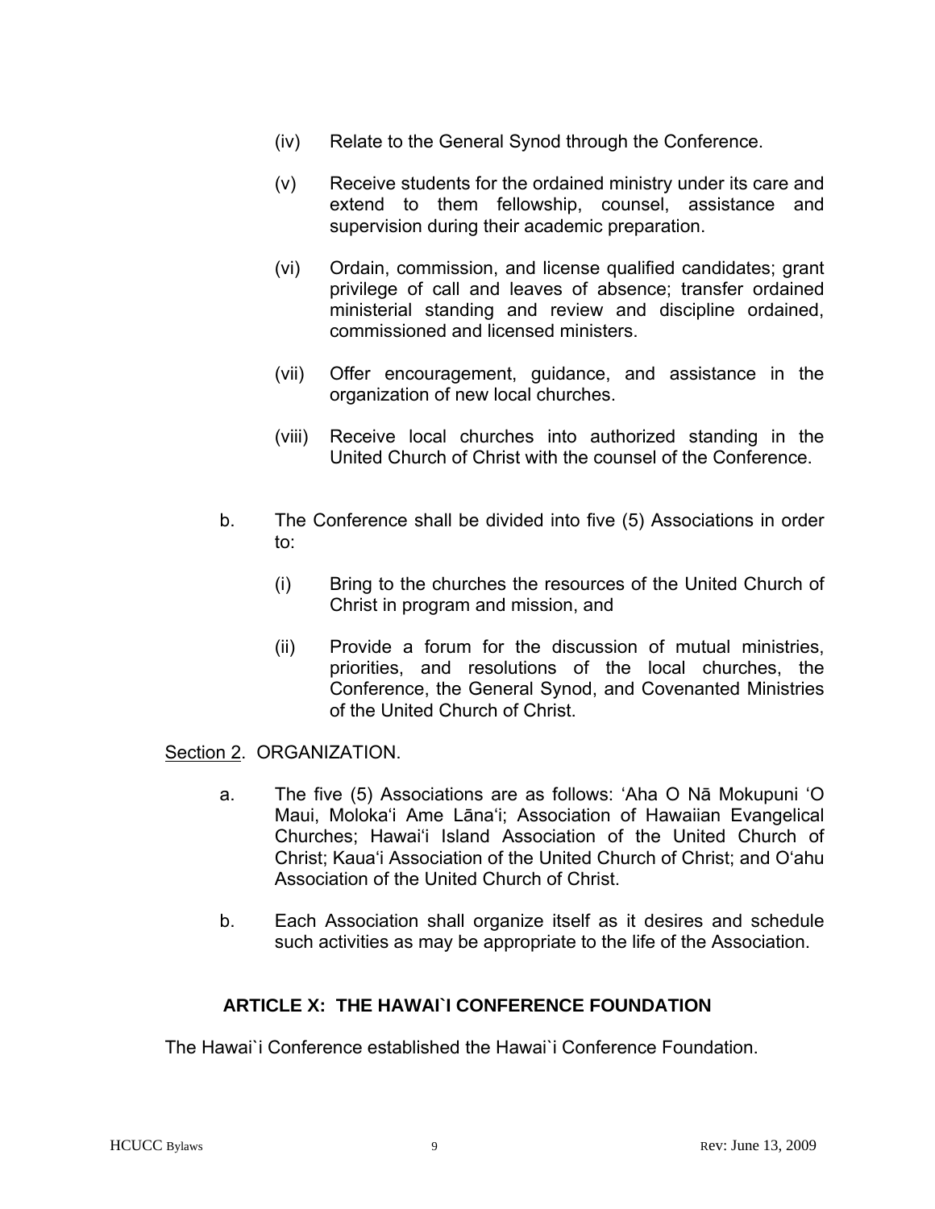(iv) Relate to the General Synod through the Conference.

(v) Receive students for the ordained ministry under its care and extend to them fellowship, counsel, assistance and supervision during their academic preparation.

(vi) Ordain, commission, and license qualified candidates; grant privilege of call and leaves of absence; transfer ordained ministerial standing and review and discipline ordained, commissioned and licensed ministers.

(vii) Offer encouragement, guidance, and assistance in the organization of new local churches.

(viii) Receive local churches into authorized standing in the United Church of Christ with the counsel of the Conference.

b. The Conference shall be divided into five (5) Associations in order to:

(i) Bring to the churches the resources of the United Church of Christ in program and mission, and

(ii) Provide a forum for the discussion of mutual ministries, priorities, and resolutions of the local churches, the Conference, the General Synod, and Covenanted Ministries of the United Church of Christ.

Section 2. ORGANIZATION.

a. The five (5) Associations are as follows: ʻAha O Nā Mokupuni ʻO Maui, Molokaʻi Ame Lānaʻi; Association of Hawaiian Evangelical Churches; Hawaiʻi Island Association of the United Church of Christ; Kauaʻi Association of the United Church of Christ; and Oʻahu Association of the United Church of Christ.

b. Each Association shall organize itself as it desires and schedule such activities as may be appropriate to the life of the Association.

## ARTICLE X: THE HAWAI`I CONFERENCE FOUNDATION

The Hawai`i Conference established the Hawai`i Conference Foundation.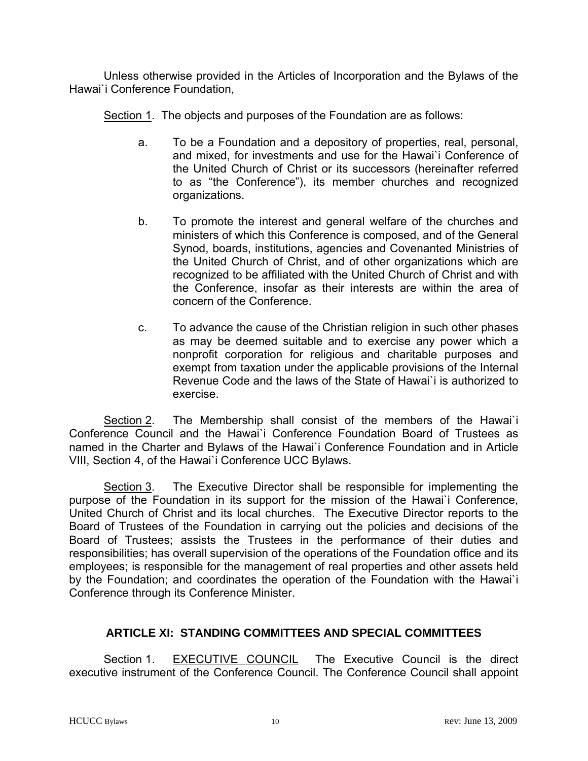Unless otherwise provided in the Articles of Incorporation and the Bylaws of the Hawai`i Conference Foundation,

Section 1. The objects and purposes of the Foundation are as follows:

a. To be a Foundation and a depository of properties, real, personal, and mixed, for investments and use for the Hawai`i Conference of the United Church of Christ or its successors (hereinafter referred to as "the Conference"), its member churches and recognized organizations.

b. To promote the interest and general welfare of the churches and ministers of which this Conference is composed, and of the General Synod, boards, institutions, agencies and Covenanted Ministries of the United Church of Christ, and of other organizations which are recognized to be affiliated with the United Church of Christ and with the Conference, insofar as their interests are within the area of concern of the Conference.

c. To advance the cause of the Christian religion in such other phases as may be deemed suitable and to exercise any power which a nonprofit corporation for religious and charitable purposes and exempt from taxation under the applicable provisions of the Internal Revenue Code and the laws of the State of Hawai`i is authorized to exercise.

Section 2. The Membership shall consist of the members of the Hawai`i Conference Council and the Hawai`i Conference Foundation Board of Trustees as named in the Charter and Bylaws of the Hawai`i Conference Foundation and in Article VIII, Section 4, of the Hawai`i Conference UCC Bylaws.

Section 3. The Executive Director shall be responsible for implementing the purpose of the Foundation in its support for the mission of the Hawai`i Conference, United Church of Christ and its local churches. The Executive Director reports to the Board of Trustees of the Foundation in carrying out the policies and decisions of the Board of Trustees; assists the Trustees in the performance of their duties and responsibilities; has overall supervision of the operations of the Foundation office and its employees; is responsible for the management of real properties and other assets held by the Foundation; and coordinates the operation of the Foundation with the Hawai`i Conference through its Conference Minister.

## ARTICLE XI: STANDING COMMITTEES AND SPECIAL COMMITTEES

Section 1. EXECUTIVE COUNCIL The Executive Council is the direct executive instrument of the Conference Council. The Conference Council shall appoint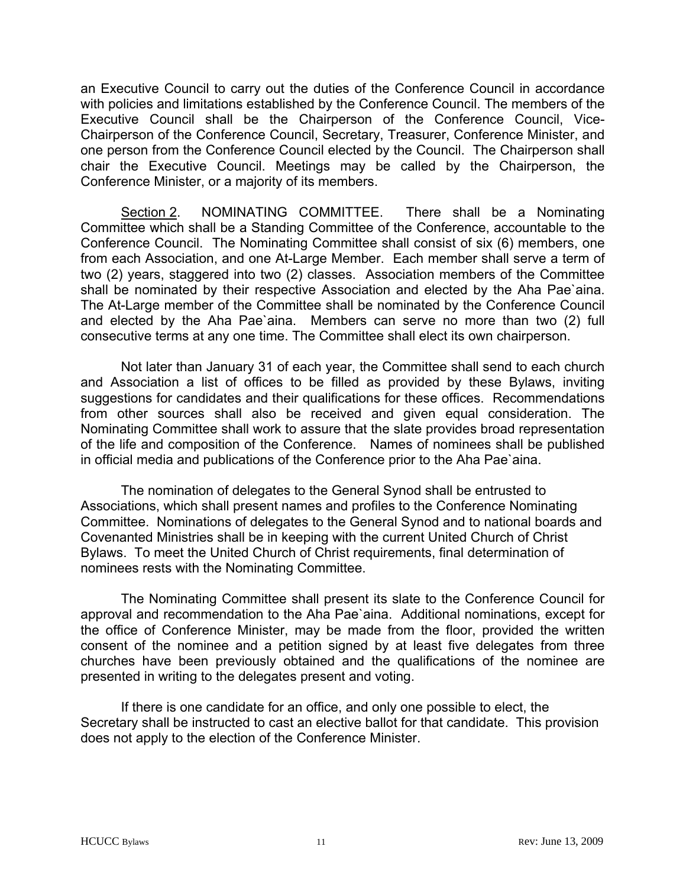an Executive Council to carry out the duties of the Conference Council in accordance with policies and limitations established by the Conference Council. The members of the Executive Council shall be the Chairperson of the Conference Council, Vice-Chairperson of the Conference Council, Secretary, Treasurer, Conference Minister, and one person from the Conference Council elected by the Council. The Chairperson shall chair the Executive Council. Meetings may be called by the Chairperson, the Conference Minister, or a majority of its members.

Section 2. NOMINATING COMMITTEE. There shall be a Nominating Committee which shall be a Standing Committee of the Conference, accountable to the Conference Council. The Nominating Committee shall consist of six (6) members, one from each Association, and one At-Large Member. Each member shall serve a term of two (2) years, staggered into two (2) classes. Association members of the Committee shall be nominated by their respective Association and elected by the Aha Pae`aina. The At-Large member of the Committee shall be nominated by the Conference Council and elected by the Aha Pae`aina. Members can serve no more than two (2) full consecutive terms at any one time. The Committee shall elect its own chairperson.

Not later than January 31 of each year, the Committee shall send to each church and Association a list of offices to be filled as provided by these Bylaws, inviting suggestions for candidates and their qualifications for these offices. Recommendations from other sources shall also be received and given equal consideration. The Nominating Committee shall work to assure that the slate provides broad representation of the life and composition of the Conference. Names of nominees shall be published in official media and publications of the Conference prior to the Aha Pae`aina.

The nomination of delegates to the General Synod shall be entrusted to Associations, which shall present names and profiles to the Conference Nominating Committee. Nominations of delegates to the General Synod and to national boards and Covenanted Ministries shall be in keeping with the current United Church of Christ Bylaws. To meet the United Church of Christ requirements, final determination of nominees rests with the Nominating Committee.

The Nominating Committee shall present its slate to the Conference Council for approval and recommendation to the Aha Pae`aina. Additional nominations, except for the office of Conference Minister, may be made from the floor, provided the written consent of the nominee and a petition signed by at least five delegates from three churches have been previously obtained and the qualifications of the nominee are presented in writing to the delegates present and voting.

If there is one candidate for an office, and only one possible to elect, the Secretary shall be instructed to cast an elective ballot for that candidate. This provision does not apply to the election of the Conference Minister.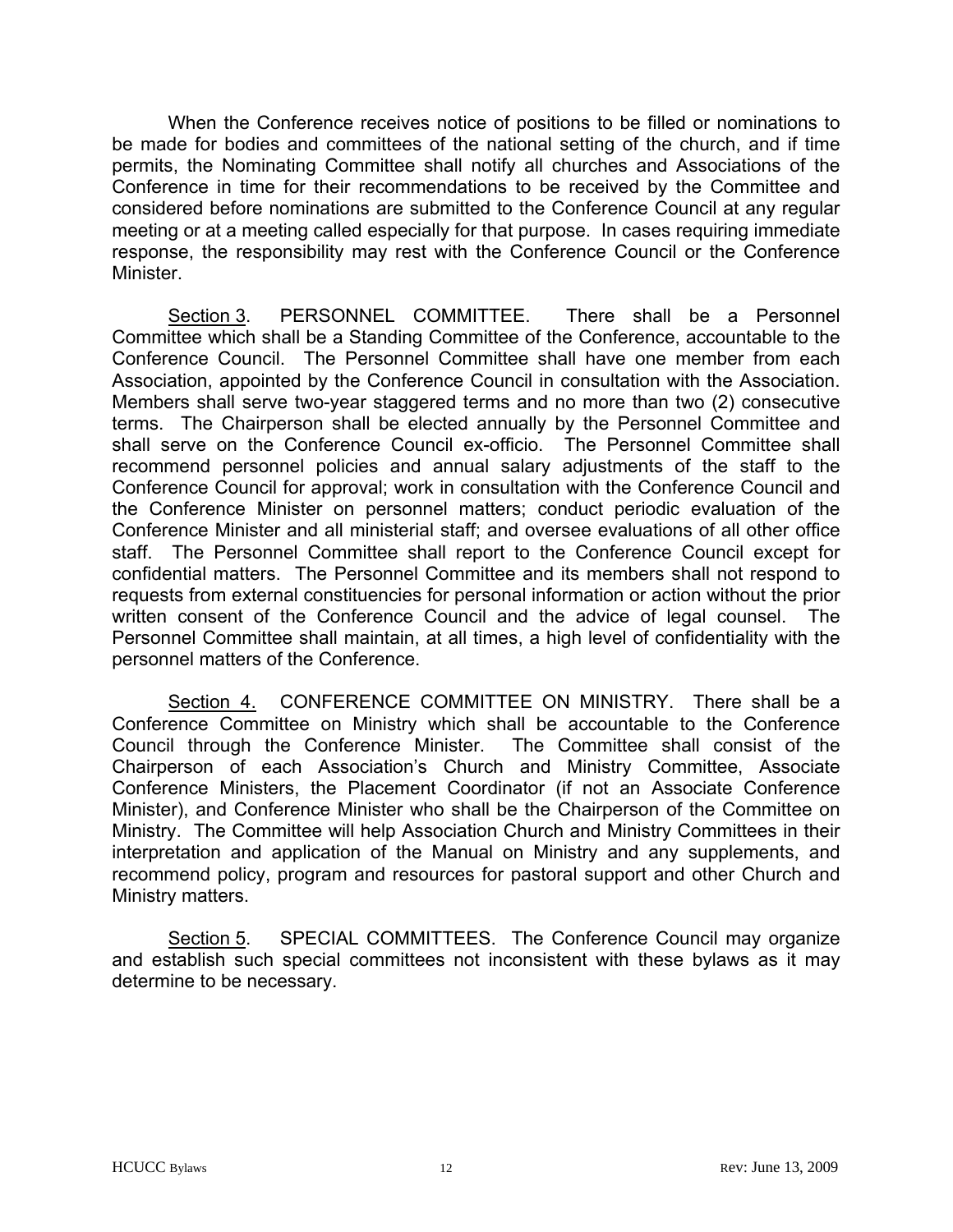When the Conference receives notice of positions to be filled or nominations to be made for bodies and committees of the national setting of the church, and if time permits, the Nominating Committee shall notify all churches and Associations of the Conference in time for their recommendations to be received by the Committee and considered before nominations are submitted to the Conference Council at any regular meeting or at a meeting called especially for that purpose. In cases requiring immediate response, the responsibility may rest with the Conference Council or the Conference Minister.

Section 3. PERSONNEL COMMITTEE. There shall be a Personnel Committee which shall be a Standing Committee of the Conference, accountable to the Conference Council. The Personnel Committee shall have one member from each Association, appointed by the Conference Council in consultation with the Association. Members shall serve two-year staggered terms and no more than two (2) consecutive terms. The Chairperson shall be elected annually by the Personnel Committee and shall serve on the Conference Council ex-officio. The Personnel Committee shall recommend personnel policies and annual salary adjustments of the staff to the Conference Council for approval; work in consultation with the Conference Council and the Conference Minister on personnel matters; conduct periodic evaluation of the Conference Minister and all ministerial staff; and oversee evaluations of all other office staff. The Personnel Committee shall report to the Conference Council except for confidential matters. The Personnel Committee and its members shall not respond to requests from external constituencies for personal information or action without the prior written consent of the Conference Council and the advice of legal counsel. The Personnel Committee shall maintain, at all times, a high level of confidentiality with the personnel matters of the Conference.

Section 4. CONFERENCE COMMITTEE ON MINISTRY. There shall be a Conference Committee on Ministry which shall be accountable to the Conference Council through the Conference Minister. The Committee shall consist of the Chairperson of each Association's Church and Ministry Committee, Associate Conference Ministers, the Placement Coordinator (if not an Associate Conference Minister), and Conference Minister who shall be the Chairperson of the Committee on Ministry. The Committee will help Association Church and Ministry Committees in their interpretation and application of the Manual on Ministry and any supplements, and recommend policy, program and resources for pastoral support and other Church and Ministry matters.

Section 5. SPECIAL COMMITTEES. The Conference Council may organize and establish such special committees not inconsistent with these bylaws as it may determine to be necessary.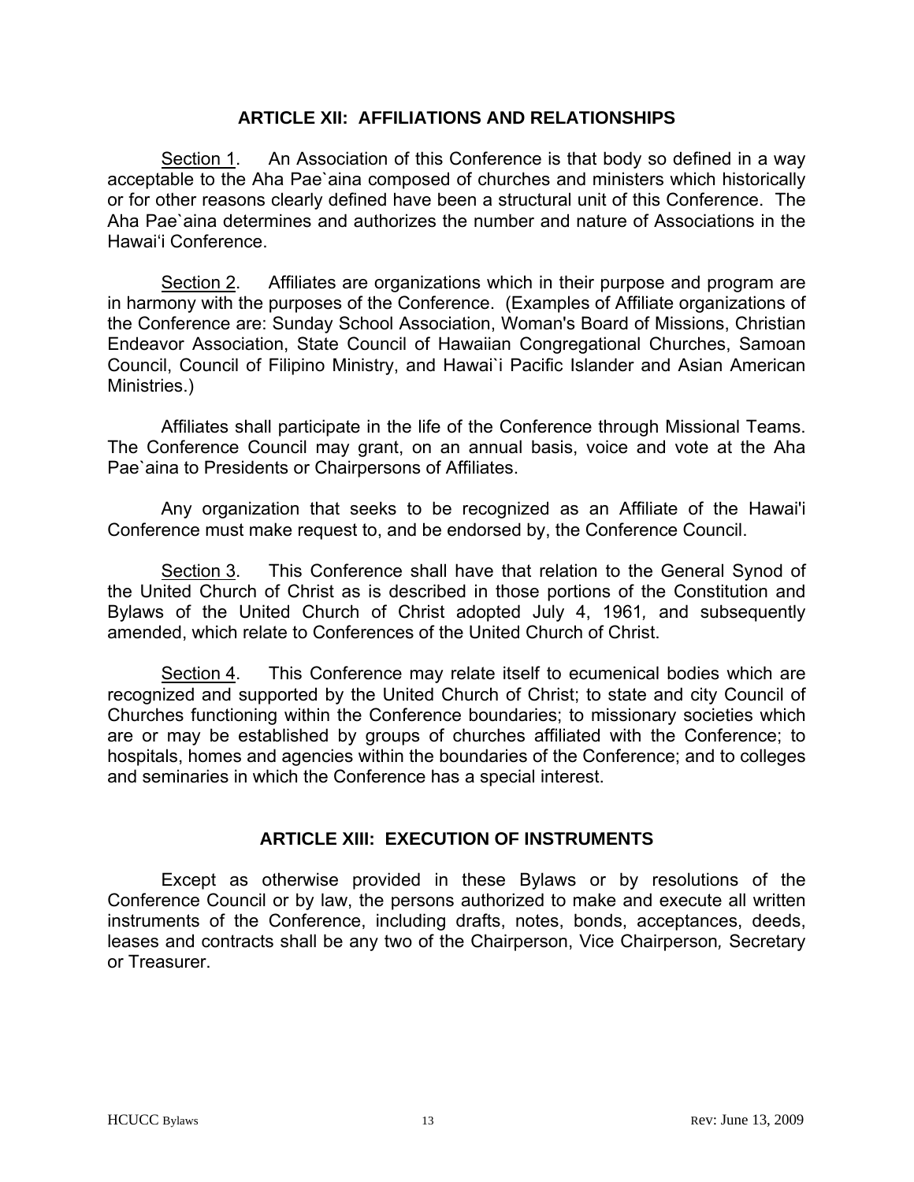## ARTICLE XII: AFFILIATIONS AND RELATIONSHIPS

Section 1. An Association of this Conference is that body so defined in a way acceptable to the Aha Pae`aina composed of churches and ministers which historically or for other reasons clearly defined have been a structural unit of this Conference. The Aha Pae`aina determines and authorizes the number and nature of Associations in the Hawai'i Conference.

Section 2. Affiliates are organizations which in their purpose and program are in harmony with the purposes of the Conference. (Examples of Affiliate organizations of the Conference are: Sunday School Association, Woman's Board of Missions, Christian Endeavor Association, State Council of Hawaiian Congregational Churches, Samoan Council, Council of Filipino Ministry, and Hawai`i Pacific Islander and Asian American Ministries.)

Affiliates shall participate in the life of the Conference through Missional Teams. The Conference Council may grant, on an annual basis, voice and vote at the Aha Pae`aina to Presidents or Chairpersons of Affiliates.

Any organization that seeks to be recognized as an Affiliate of the Hawai'i Conference must make request to, and be endorsed by, the Conference Council.

Section 3. This Conference shall have that relation to the General Synod of the United Church of Christ as is described in those portions of the Constitution and Bylaws of the United Church of Christ adopted July 4, 1961, and subsequently amended, which relate to Conferences of the United Church of Christ.

Section 4. This Conference may relate itself to ecumenical bodies which are recognized and supported by the United Church of Christ; to state and city Council of Churches functioning within the Conference boundaries; to missionary societies which are or may be established by groups of churches affiliated with the Conference; to hospitals, homes and agencies within the boundaries of the Conference; and to colleges and seminaries in which the Conference has a special interest.

## ARTICLE XIII: EXECUTION OF INSTRUMENTS

Except as otherwise provided in these Bylaws or by resolutions of the Conference Council or by law, the persons authorized to make and execute all written instruments of the Conference, including drafts, notes, bonds, acceptances, deeds, leases and contracts shall be any two of the Chairperson, Vice Chairperson, Secretary or Treasurer.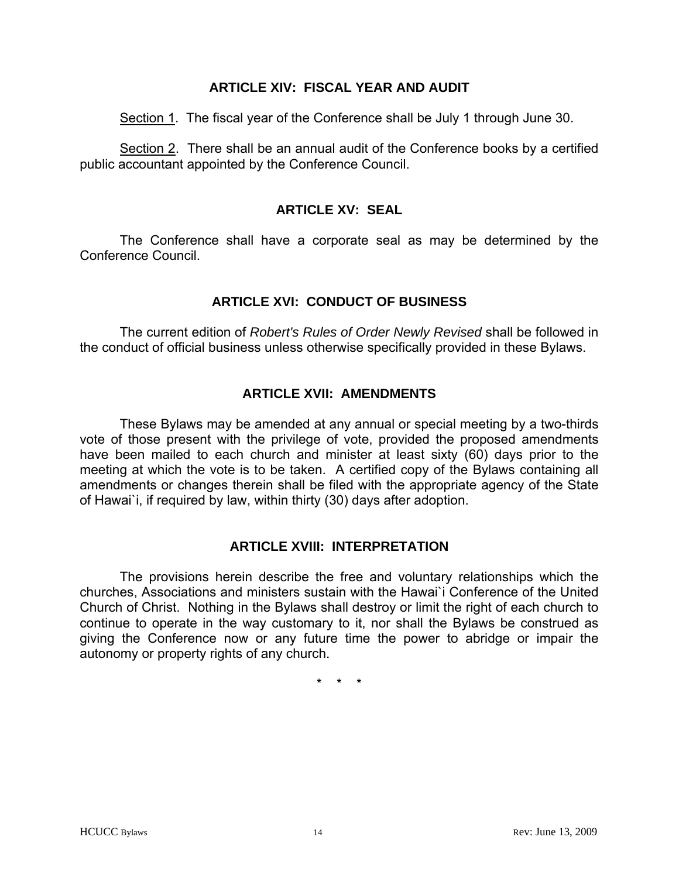## ARTICLE XIV: FISCAL YEAR AND AUDIT

Section 1. The fiscal year of the Conference shall be July 1 through June 30.

Section 2. There shall be an annual audit of the Conference books by a certified public accountant appointed by the Conference Council.

## ARTICLE XV: SEAL

The Conference shall have a corporate seal as may be determined by the Conference Council.

## ARTICLE XVI: CONDUCT OF BUSINESS

The current edition of *Robert's Rules of Order Newly Revised* shall be followed in the conduct of official business unless otherwise specifically provided in these Bylaws.

## ARTICLE XVII: AMENDMENTS

These Bylaws may be amended at any annual or special meeting by a two-thirds vote of those present with the privilege of vote, provided the proposed amendments have been mailed to each church and minister at least sixty (60) days prior to the meeting at which the vote is to be taken. A certified copy of the Bylaws containing all amendments or changes therein shall be filed with the appropriate agency of the State of Hawai`i, if required by law, within thirty (30) days after adoption.

## ARTICLE XVIII: INTERPRETATION

The provisions herein describe the free and voluntary relationships which the churches, Associations and ministers sustain with the Hawai`i Conference of the United Church of Christ. Nothing in the Bylaws shall destroy or limit the right of each church to continue to operate in the way customary to it, nor shall the Bylaws be construed as giving the Conference now or any future time the power to abridge or impair the autonomy or property rights of any church.

\* \* \*